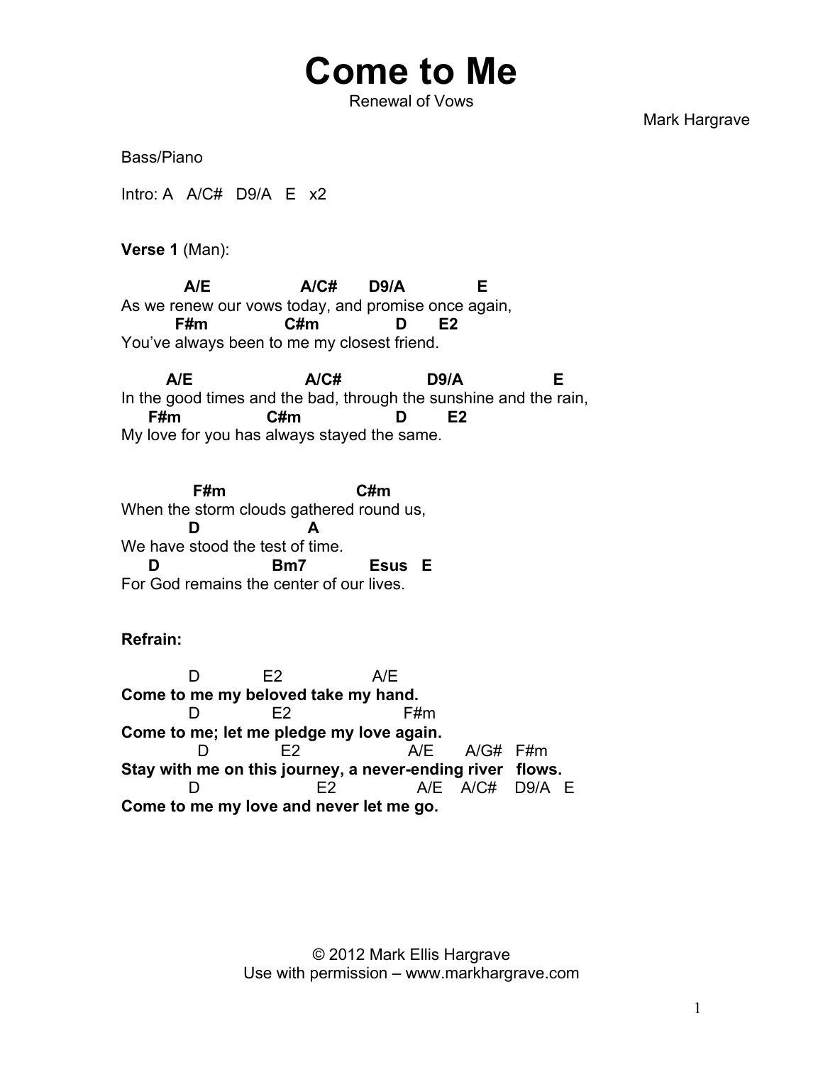# Come to Me

Renewal of Vows

Mark Hargrave

Bass/Piano

Intro: A   A/C#   D9/A   E   x2

**Verse 1** (Man):

```
          A/E                  A/C#      D9/A              E
As we renew our vows today, and promise once again,
        F#m               C#m               D       E2
You've always been to me my closest friend.

       A/E                     A/C#                D9/A                E
In the good times and the bad, through the sunshine and the rain,
     F#m               C#m                 D        E2
My love for you has always stayed the same.


          F#m                          C#m
When the storm clouds gathered round us,
          D                   A
We have stood the test of time.
     D                    Bm7           Esus   E
For God remains the center of our lives.
```

**Refrain:**

```
          D           E2                A/E
Come to me my beloved take my hand.
          D            E2                 F#m
Come to me; let me pledge my love again.
            D              E2                 A/E      A/G#   F#m
Stay with me on this journey, a never-ending river   flows.
          D                  E2              A/E    A/C#    D9/A   E
Come to me my love and never let me go.
```

© 2012 Mark Ellis Hargrave
Use with permission – www.markhargrave.com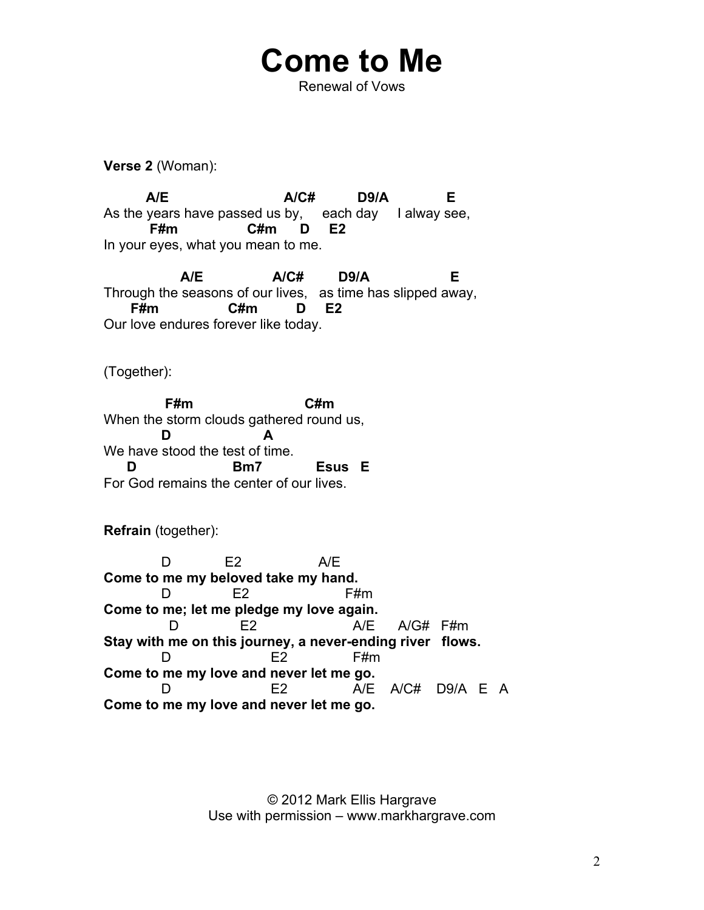# Come to Me

Renewal of Vows

**Verse 2** (Woman):

```
        A/E                       A/C#         D9/A           E
As the years have passed us by,     each day     I alway see,
         F#m                C#m      D    E2
In your eyes, what you mean to me.

               A/E              A/C#        D9/A               E
Through the seasons of our lives,   as time has slipped away,
     F#m              C#m          D    E2
Our love endures forever like today.
```

(Together):

```
            F#m                     C#m
When the storm clouds gathered round us,
           D                  A
We have stood the test of time.
     D                Bm7           Esus   E
For God remains the center of our lives.
```

**Refrain** (together):

```
           D           E2              A/E
Come to me my beloved take my hand.
           D           E2                F#m
Come to me; let me pledge my love again.
            D              E2                 A/E     A/G#   F#m
Stay with me on this journey, a never-ending river   flows.
           D                     E2            F#m
Come to me my love and never let me go.
           D                     E2            A/E    A/C#    D9/A   E   A
Come to me my love and never let me go.
```

© 2012 Mark Ellis Hargrave
Use with permission – www.markhargrave.com